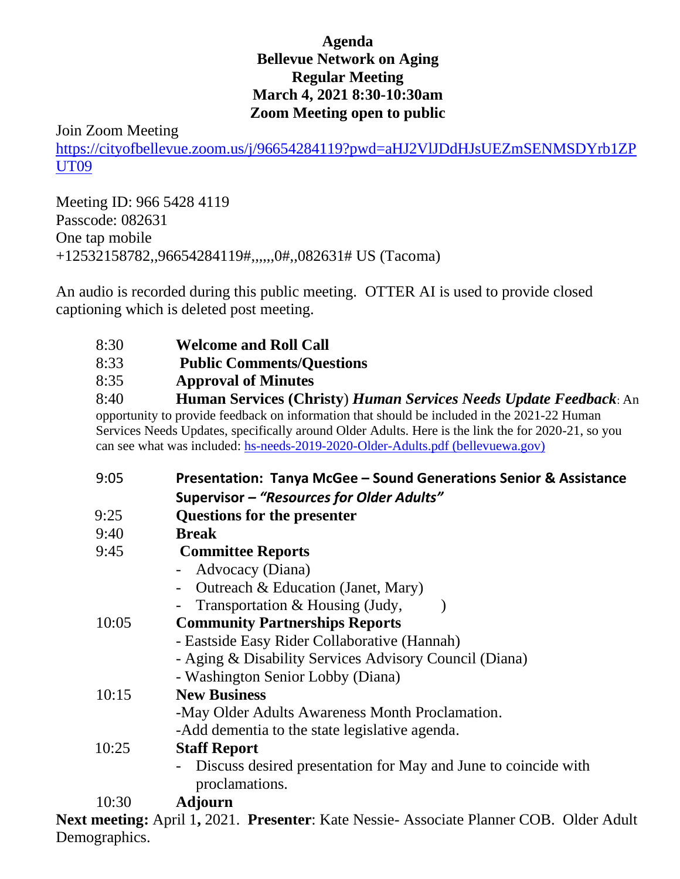# Agenda
## Bellevue Network on Aging
## Regular Meeting
## March 4, 2021 8:30-10:30am
## Zoom Meeting open to public

Join Zoom Meeting
https://cityofbellevue.zoom.us/j/96654284119?pwd=aHJ2VlJDdHJsUEZmSENMSDYrb1ZPUT09

Meeting ID: 966 5428 4119
Passcode: 082631
One tap mobile
+12532158782,,96654284119#,,,,,,0#,,082631# US (Tacoma)

An audio is recorded during this public meeting. OTTER AI is used to provide closed captioning which is deleted post meeting.

8:30 **Welcome and Roll Call**

8:33 **Public Comments/Questions**

8:35 **Approval of Minutes**

8:40 **Human Services (Christy)** ***Human Services Needs Update Feedback***: An opportunity to provide feedback on information that should be included in the 2021-22 Human Services Needs Updates, specifically around Older Adults. Here is the link the for 2020-21, so you can see what was included: hs-needs-2019-2020-Older-Adults.pdf (bellevuewa.gov)

9:05 **Presentation: Tanya McGee – Sound Generations Senior & Assistance Supervisor –** ***"Resources for Older Adults"***

9:25 **Questions for the presenter**

9:40 **Break**

9:45 **Committee Reports**
- Advocacy (Diana)
- Outreach & Education (Janet, Mary)
- Transportation & Housing (Judy, )

10:05 **Community Partnerships Reports**
- Eastside Easy Rider Collaborative (Hannah)
- Aging & Disability Services Advisory Council (Diana)
- Washington Senior Lobby (Diana)

10:15 **New Business**
- May Older Adults Awareness Month Proclamation.
- Add dementia to the state legislative agenda.

10:25 **Staff Report**
- Discuss desired presentation for May and June to coincide with proclamations.

10:30 **Adjourn**

**Next meeting:** April 1**,** 2021. **Presenter**: Kate Nessie- Associate Planner COB. Older Adult Demographics.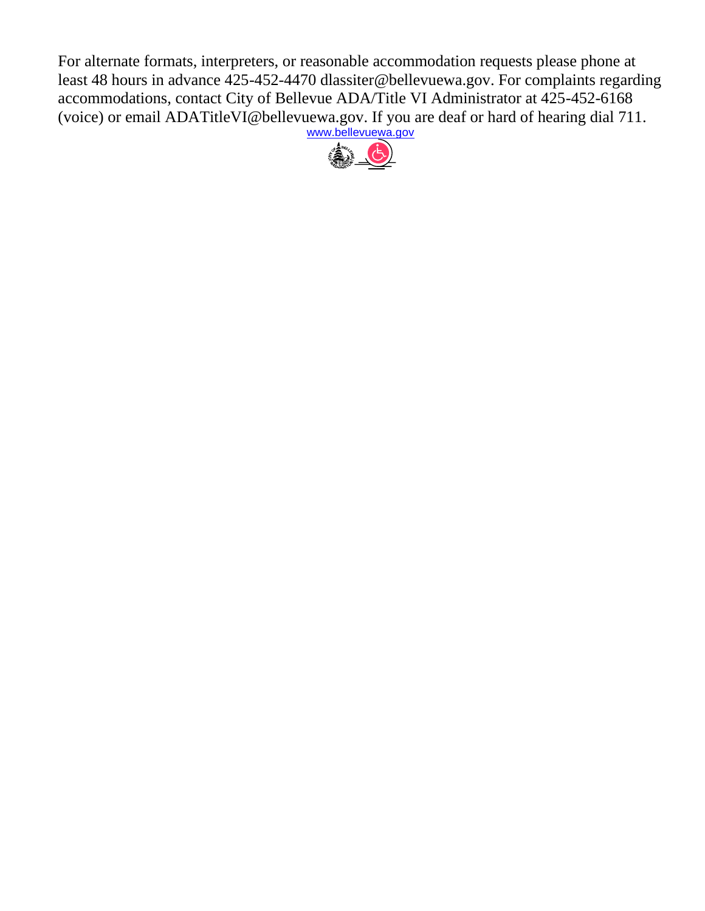For alternate formats, interpreters, or reasonable accommodation requests please phone at least 48 hours in advance 425-452-4470 dlassiter@bellevuewa.gov. For complaints regarding accommodations, contact City of Bellevue ADA/Title VI Administrator at 425-452-6168 (voice) or email ADATitleVI@bellevuewa.gov. If you are deaf or hard of hearing dial 711.

www.bellevuewa.gov